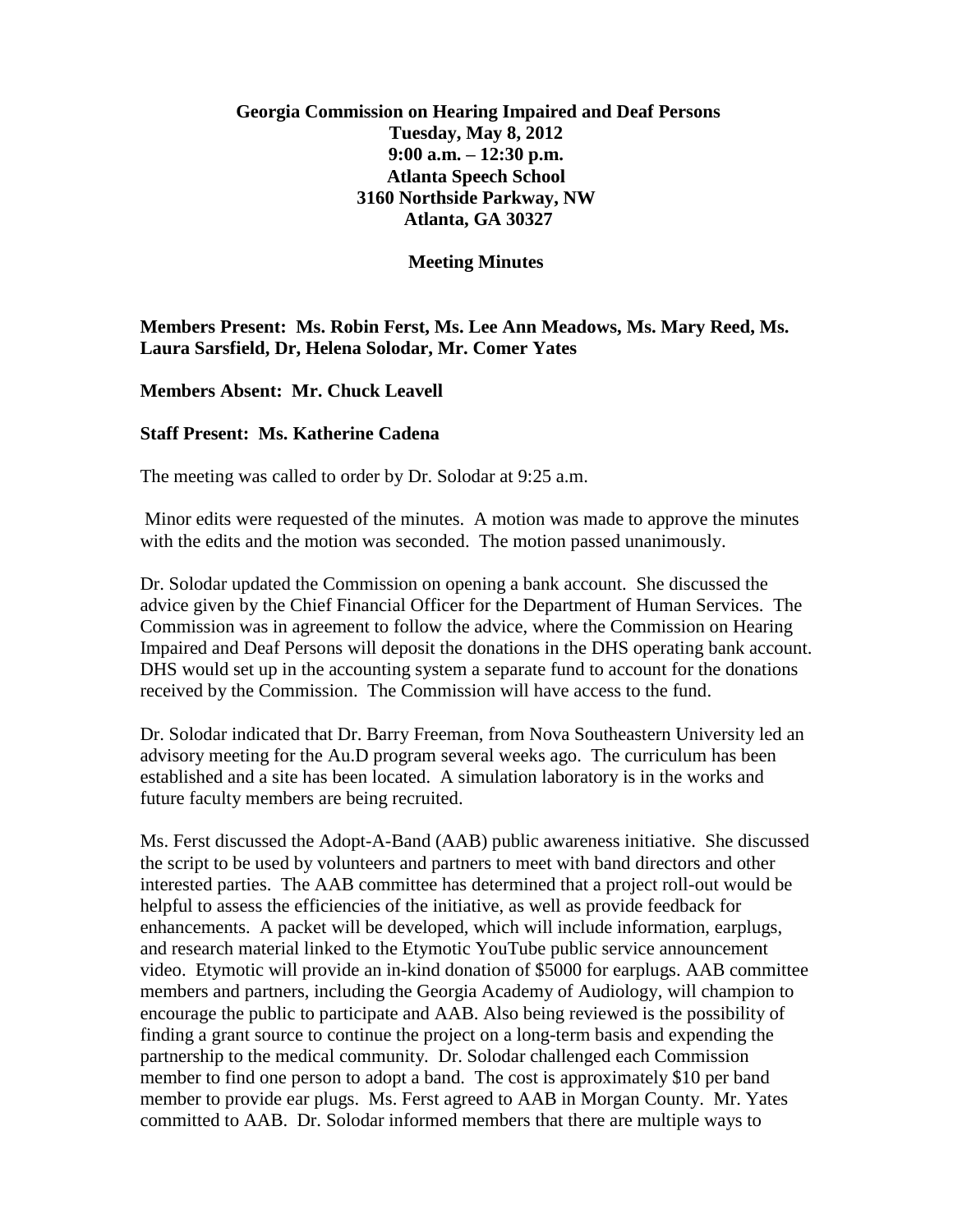**Georgia Commission on Hearing Impaired and Deaf Persons**
**Tuesday, May 8, 2012**
**9:00 a.m. – 12:30 p.m.**
**Atlanta Speech School**
**3160 Northside Parkway, NW**
**Atlanta, GA 30327**

**Meeting Minutes**

**Members Present: Ms. Robin Ferst, Ms. Lee Ann Meadows, Ms. Mary Reed, Ms. Laura Sarsfield, Dr, Helena Solodar, Mr. Comer Yates**

**Members Absent: Mr. Chuck Leavell**

**Staff Present: Ms. Katherine Cadena**

The meeting was called to order by Dr. Solodar at 9:25 a.m.

Minor edits were requested of the minutes. A motion was made to approve the minutes with the edits and the motion was seconded. The motion passed unanimously.

Dr. Solodar updated the Commission on opening a bank account. She discussed the advice given by the Chief Financial Officer for the Department of Human Services. The Commission was in agreement to follow the advice, where the Commission on Hearing Impaired and Deaf Persons will deposit the donations in the DHS operating bank account. DHS would set up in the accounting system a separate fund to account for the donations received by the Commission. The Commission will have access to the fund.

Dr. Solodar indicated that Dr. Barry Freeman, from Nova Southeastern University led an advisory meeting for the Au.D program several weeks ago. The curriculum has been established and a site has been located. A simulation laboratory is in the works and future faculty members are being recruited.

Ms. Ferst discussed the Adopt-A-Band (AAB) public awareness initiative. She discussed the script to be used by volunteers and partners to meet with band directors and other interested parties. The AAB committee has determined that a project roll-out would be helpful to assess the efficiencies of the initiative, as well as provide feedback for enhancements. A packet will be developed, which will include information, earplugs, and research material linked to the Etymotic YouTube public service announcement video. Etymotic will provide an in-kind donation of $5000 for earplugs. AAB committee members and partners, including the Georgia Academy of Audiology, will champion to encourage the public to participate and AAB. Also being reviewed is the possibility of finding a grant source to continue the project on a long-term basis and expending the partnership to the medical community. Dr. Solodar challenged each Commission member to find one person to adopt a band. The cost is approximately $10 per band member to provide ear plugs. Ms. Ferst agreed to AAB in Morgan County. Mr. Yates committed to AAB. Dr. Solodar informed members that there are multiple ways to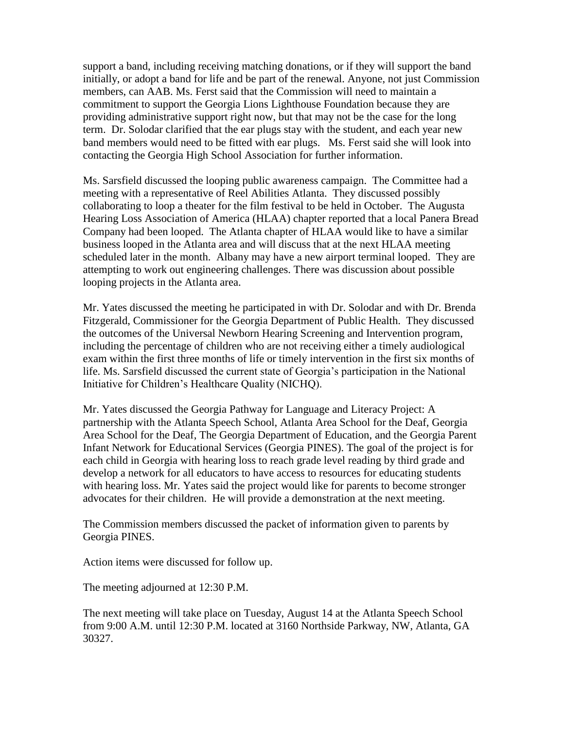support a band, including receiving matching donations, or if they will support the band initially, or adopt a band for life and be part of the renewal. Anyone, not just Commission members, can AAB. Ms. Ferst said that the Commission will need to maintain a commitment to support the Georgia Lions Lighthouse Foundation because they are providing administrative support right now, but that may not be the case for the long term. Dr. Solodar clarified that the ear plugs stay with the student, and each year new band members would need to be fitted with ear plugs. Ms. Ferst said she will look into contacting the Georgia High School Association for further information.

Ms. Sarsfield discussed the looping public awareness campaign. The Committee had a meeting with a representative of Reel Abilities Atlanta. They discussed possibly collaborating to loop a theater for the film festival to be held in October. The Augusta Hearing Loss Association of America (HLAA) chapter reported that a local Panera Bread Company had been looped. The Atlanta chapter of HLAA would like to have a similar business looped in the Atlanta area and will discuss that at the next HLAA meeting scheduled later in the month. Albany may have a new airport terminal looped. They are attempting to work out engineering challenges. There was discussion about possible looping projects in the Atlanta area.

Mr. Yates discussed the meeting he participated in with Dr. Solodar and with Dr. Brenda Fitzgerald, Commissioner for the Georgia Department of Public Health. They discussed the outcomes of the Universal Newborn Hearing Screening and Intervention program, including the percentage of children who are not receiving either a timely audiological exam within the first three months of life or timely intervention in the first six months of life. Ms. Sarsfield discussed the current state of Georgia's participation in the National Initiative for Children's Healthcare Quality (NICHQ).

Mr. Yates discussed the Georgia Pathway for Language and Literacy Project: A partnership with the Atlanta Speech School, Atlanta Area School for the Deaf, Georgia Area School for the Deaf, The Georgia Department of Education, and the Georgia Parent Infant Network for Educational Services (Georgia PINES). The goal of the project is for each child in Georgia with hearing loss to reach grade level reading by third grade and develop a network for all educators to have access to resources for educating students with hearing loss. Mr. Yates said the project would like for parents to become stronger advocates for their children. He will provide a demonstration at the next meeting.

The Commission members discussed the packet of information given to parents by Georgia PINES.

Action items were discussed for follow up.

The meeting adjourned at 12:30 P.M.

The next meeting will take place on Tuesday, August 14 at the Atlanta Speech School from 9:00 A.M. until 12:30 P.M. located at 3160 Northside Parkway, NW, Atlanta, GA 30327.